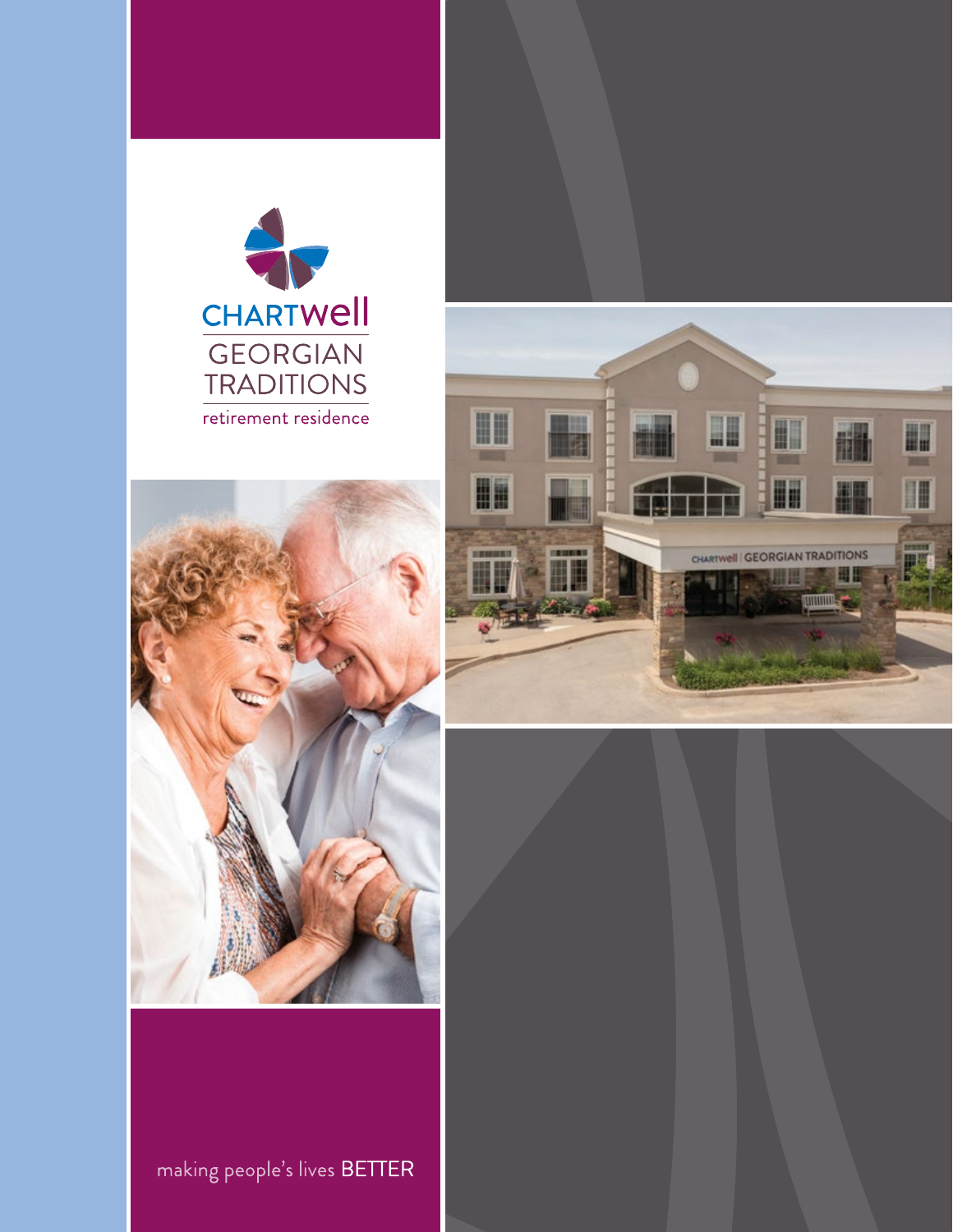CHARTWELL

GEORGIAN TRADITIONS

retirement residence

making people's lives BETTER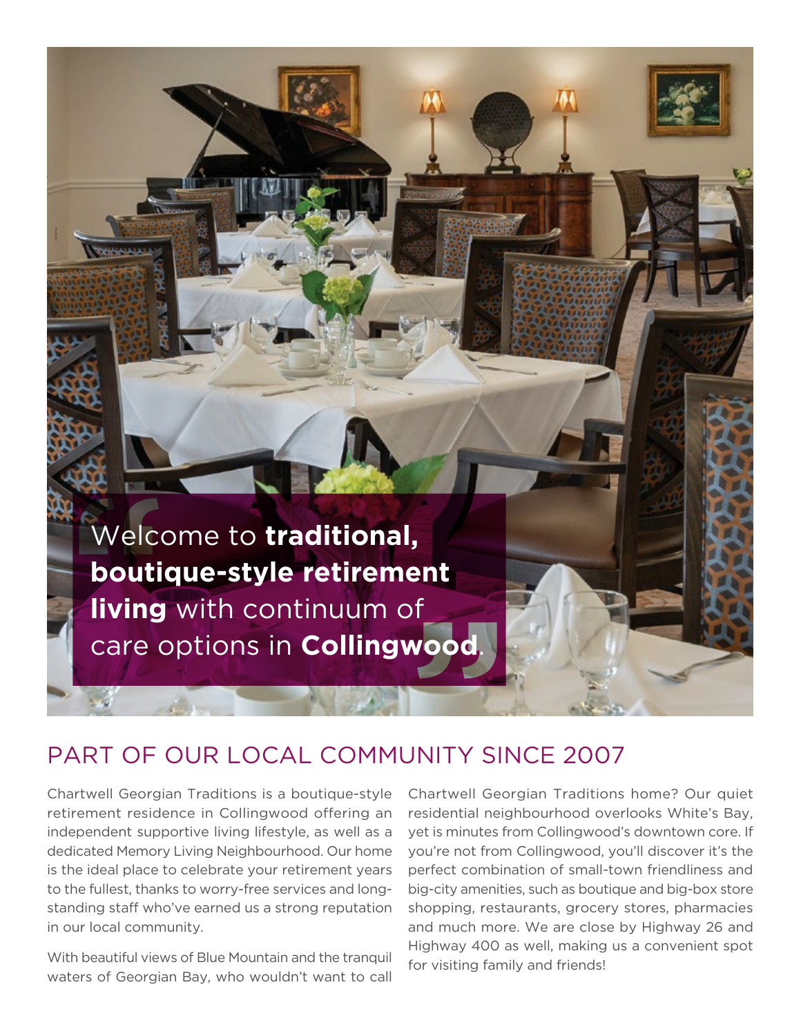Welcome to **traditional, boutique-style retirement living** with continuum of care options in **Collingwood**.

## PART OF OUR LOCAL COMMUNITY SINCE 2007

Chartwell Georgian Traditions is a boutique-style retirement residence in Collingwood offering an independent supportive living lifestyle, as well as a dedicated Memory Living Neighbourhood. Our home is the ideal place to celebrate your retirement years to the fullest, thanks to worry-free services and long-standing staff who've earned us a strong reputation in our local community.

With beautiful views of Blue Mountain and the tranquil waters of Georgian Bay, who wouldn't want to call Chartwell Georgian Traditions home? Our quiet residential neighbourhood overlooks White's Bay, yet is minutes from Collingwood's downtown core. If you're not from Collingwood, you'll discover it's the perfect combination of small-town friendliness and big-city amenities, such as boutique and big-box store shopping, restaurants, grocery stores, pharmacies and much more. We are close by Highway 26 and Highway 400 as well, making us a convenient spot for visiting family and friends!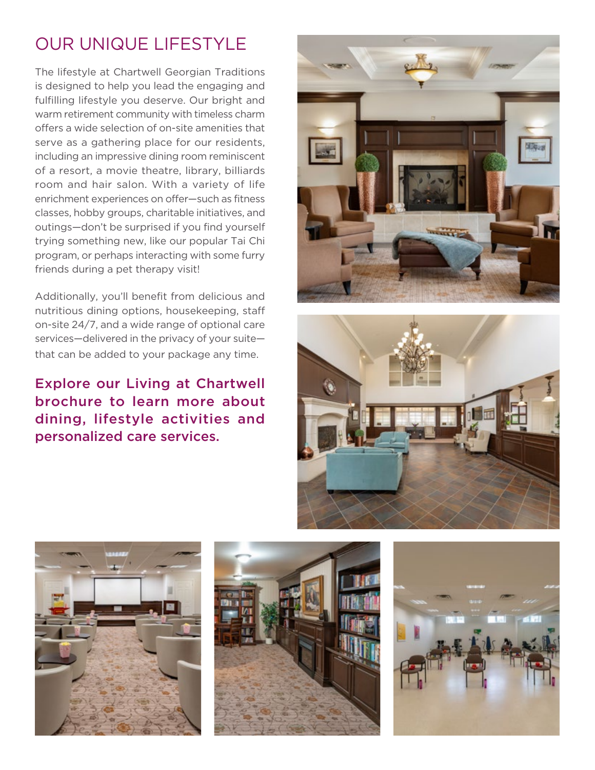## OUR UNIQUE LIFESTYLE

The lifestyle at Chartwell Georgian Traditions is designed to help you lead the engaging and fulfilling lifestyle you deserve. Our bright and warm retirement community with timeless charm offers a wide selection of on-site amenities that serve as a gathering place for our residents, including an impressive dining room reminiscent of a resort, a movie theatre, library, billiards room and hair salon. With a variety of life enrichment experiences on offer—such as fitness classes, hobby groups, charitable initiatives, and outings—don't be surprised if you find yourself trying something new, like our popular Tai Chi program, or perhaps interacting with some furry friends during a pet therapy visit!

Additionally, you'll benefit from delicious and nutritious dining options, housekeeping, staff on-site 24/7, and a wide range of optional care services—delivered in the privacy of your suite—that can be added to your package any time.

**Explore our Living at Chartwell brochure to learn more about dining, lifestyle activities and personalized care services.**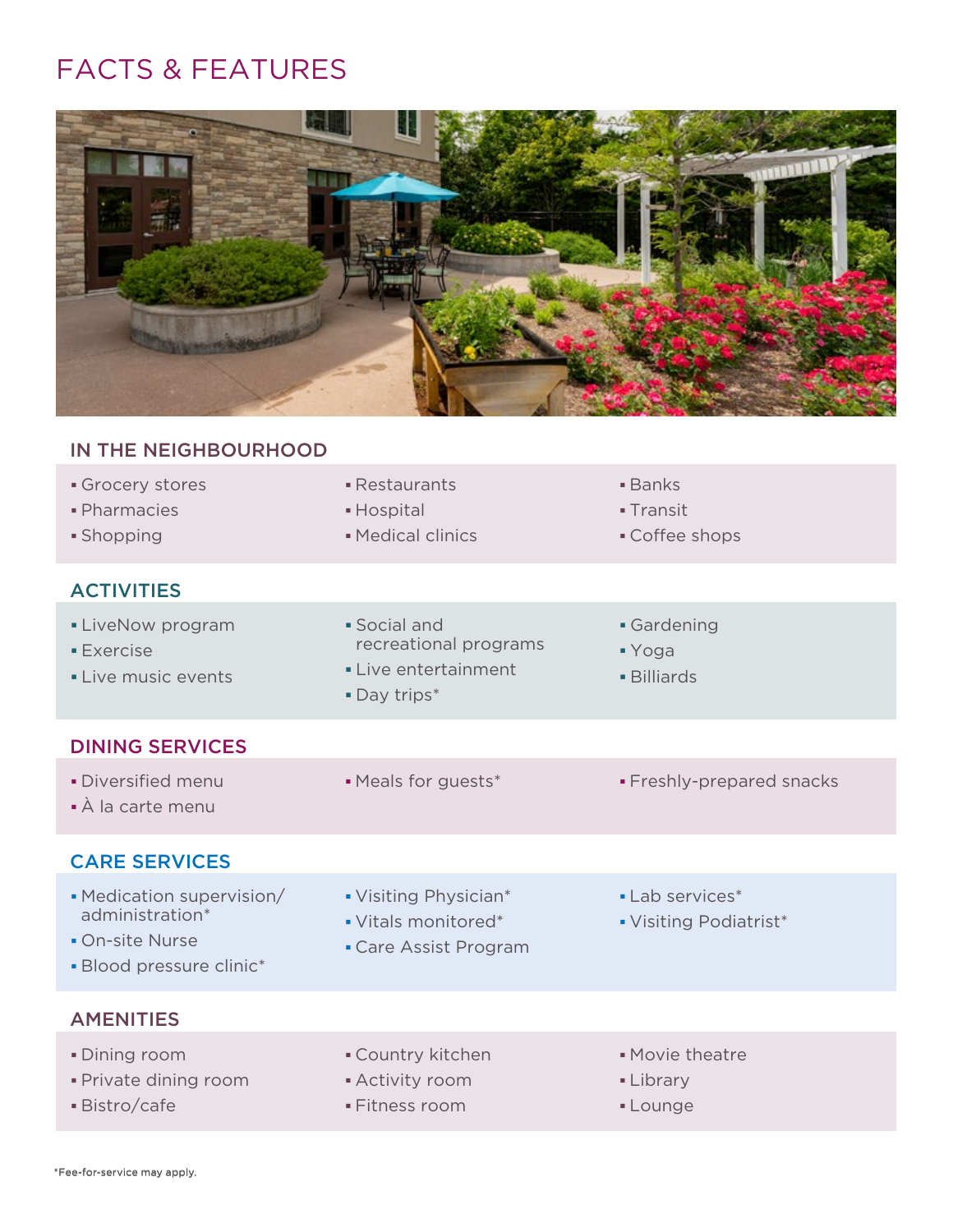# FACTS & FEATURES

## IN THE NEIGHBOURHOOD

- Grocery stores
- Pharmacies
- Shopping
- Restaurants
- Hospital
- Medical clinics
- Banks
- Transit
- Coffee shops

## ACTIVITIES

- LiveNow program
- Exercise
- Live music events
- Social and recreational programs
- Live entertainment
- Day trips*
- Gardening
- Yoga
- Billiards

## DINING SERVICES

- Diversified menu
- À la carte menu
- Meals for guests*
- Freshly-prepared snacks

## CARE SERVICES

- Medication supervision/ administration*
- On-site Nurse
- Blood pressure clinic*
- Visiting Physician*
- Vitals monitored*
- Care Assist Program
- Lab services*
- Visiting Podiatrist*

## AMENITIES

- Dining room
- Private dining room
- Bistro/cafe
- Country kitchen
- Activity room
- Fitness room
- Movie theatre
- Library
- Lounge

*Fee-for-service may apply.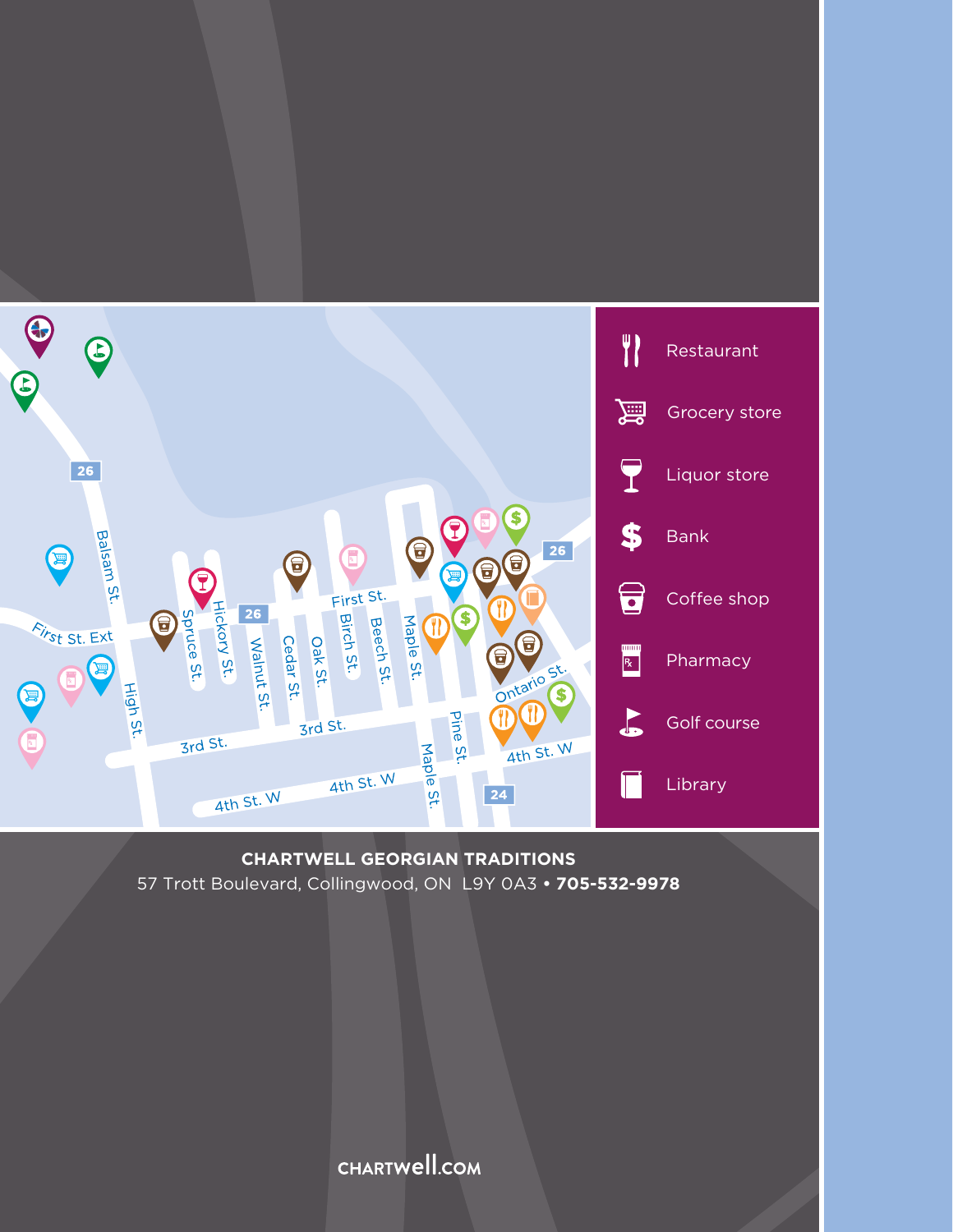Restaurant

Grocery store

Liquor store

Bank

Coffee shop

Pharmacy

Golf course

Library

26

Balsam St.

First St. Ext

High St.

Spruce St.

Hickory St.

26

Walnut St.

Cedar St.

Oak St.

First St.

Birch St.

Beech St.

Maple St.

26

Ontario St.

Pine St.

3rd St.

3rd St.

4th St. W

4th St. W

Maple St.

4th St. W

24

**CHARTWELL GEORGIAN TRADITIONS**

57 Trott Boulevard, Collingwood, ON L9Y 0A3 • **705-532-9978**

CHARTWELL.COM